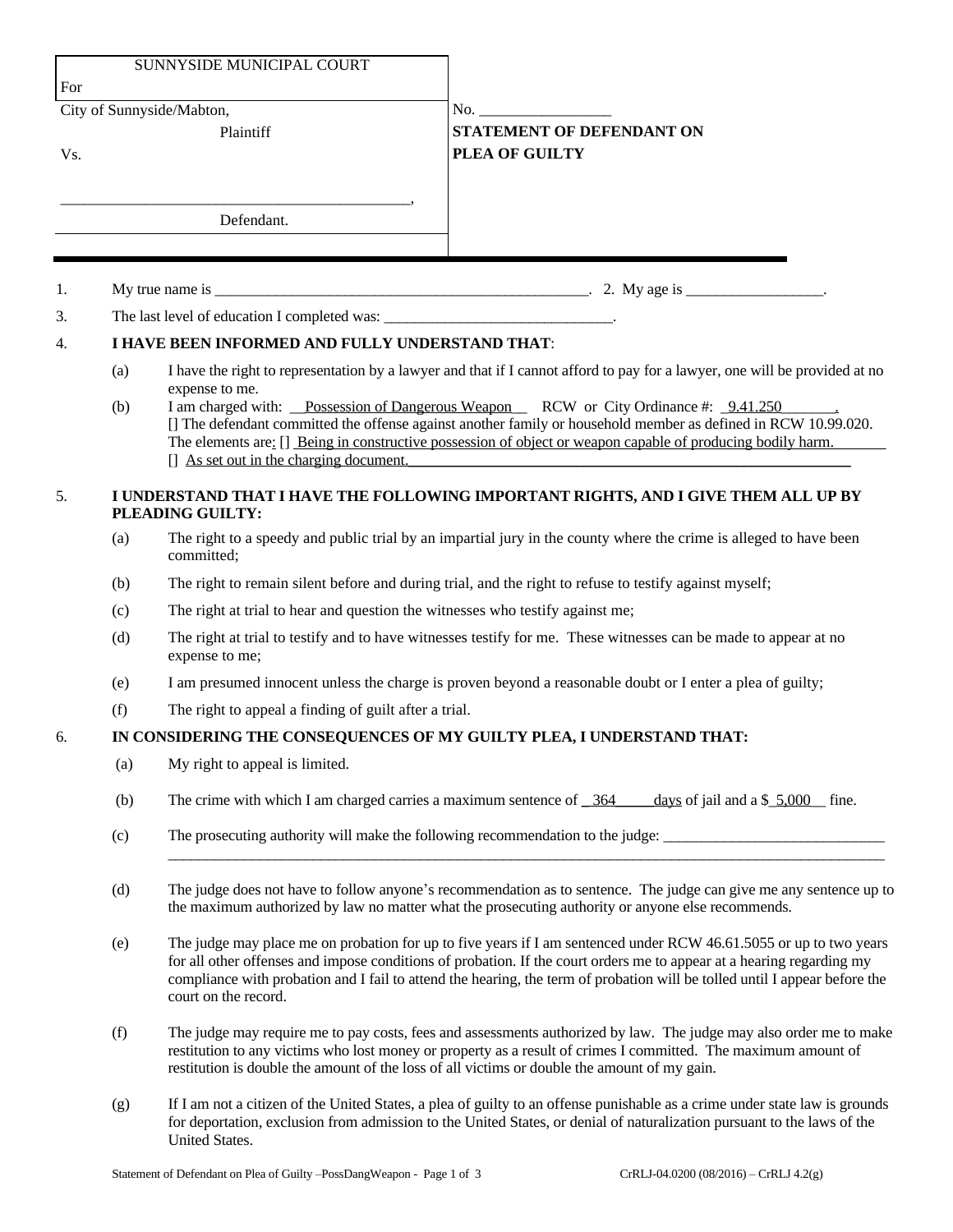| SUNNYSIDE MUNICIPAL COURT<br>For | |
|---|---|
| City of Sunnyside/Mabton,<br>Plaintiff<br>Vs.<br><br>_____________________________________________,<br>Defendant. | No. _________________<br>**STATEMENT OF DEFENDANT ON PLEA OF GUILTY** |

1. My true name is ___________________________________________________. 2. My age is _________________.

3. The last level of education I completed was: _____________________________.

4. **I HAVE BEEN INFORMED AND FULLY UNDERSTAND THAT**:

   (a) I have the right to representation by a lawyer and that if I cannot afford to pay for a lawyer, one will be provided at no expense to me.

   (b) I am charged with: __Possession of Dangerous Weapon__ RCW or City Ordinance #: _9.41.250_______.
   [] The defendant committed the offense against another family or household member as defined in RCW 10.99.020.
   The elements are: [] Being in constructive possession of object or weapon capable of producing bodily harm.
   [] As set out in the charging document.

5. **I UNDERSTAND THAT I HAVE THE FOLLOWING IMPORTANT RIGHTS, AND I GIVE THEM ALL UP BY PLEADING GUILTY:**

   (a) The right to a speedy and public trial by an impartial jury in the county where the crime is alleged to have been committed;

   (b) The right to remain silent before and during trial, and the right to refuse to testify against myself;

   (c) The right at trial to hear and question the witnesses who testify against me;

   (d) The right at trial to testify and to have witnesses testify for me. These witnesses can be made to appear at no expense to me;

   (e) I am presumed innocent unless the charge is proven beyond a reasonable doubt or I enter a plea of guilty;

   (f) The right to appeal a finding of guilt after a trial.

6. **IN CONSIDERING THE CONSEQUENCES OF MY GUILTY PLEA, I UNDERSTAND THAT:**

   (a) My right to appeal is limited.

   (b) The crime with which I am charged carries a maximum sentence of _364_____days of jail and a $_5,000__ fine.

   (c) The prosecuting authority will make the following recommendation to the judge: _____________________________
   ____________________________________________________________________________________________________

   (d) The judge does not have to follow anyone's recommendation as to sentence. The judge can give me any sentence up to the maximum authorized by law no matter what the prosecuting authority or anyone else recommends.

   (e) The judge may place me on probation for up to five years if I am sentenced under RCW 46.61.5055 or up to two years for all other offenses and impose conditions of probation. If the court orders me to appear at a hearing regarding my compliance with probation and I fail to attend the hearing, the term of probation will be tolled until I appear before the court on the record.

   (f) The judge may require me to pay costs, fees and assessments authorized by law. The judge may also order me to make restitution to any victims who lost money or property as a result of crimes I committed. The maximum amount of restitution is double the amount of the loss of all victims or double the amount of my gain.

   (g) If I am not a citizen of the United States, a plea of guilty to an offense punishable as a crime under state law is grounds for deportation, exclusion from admission to the United States, or denial of naturalization pursuant to the laws of the United States.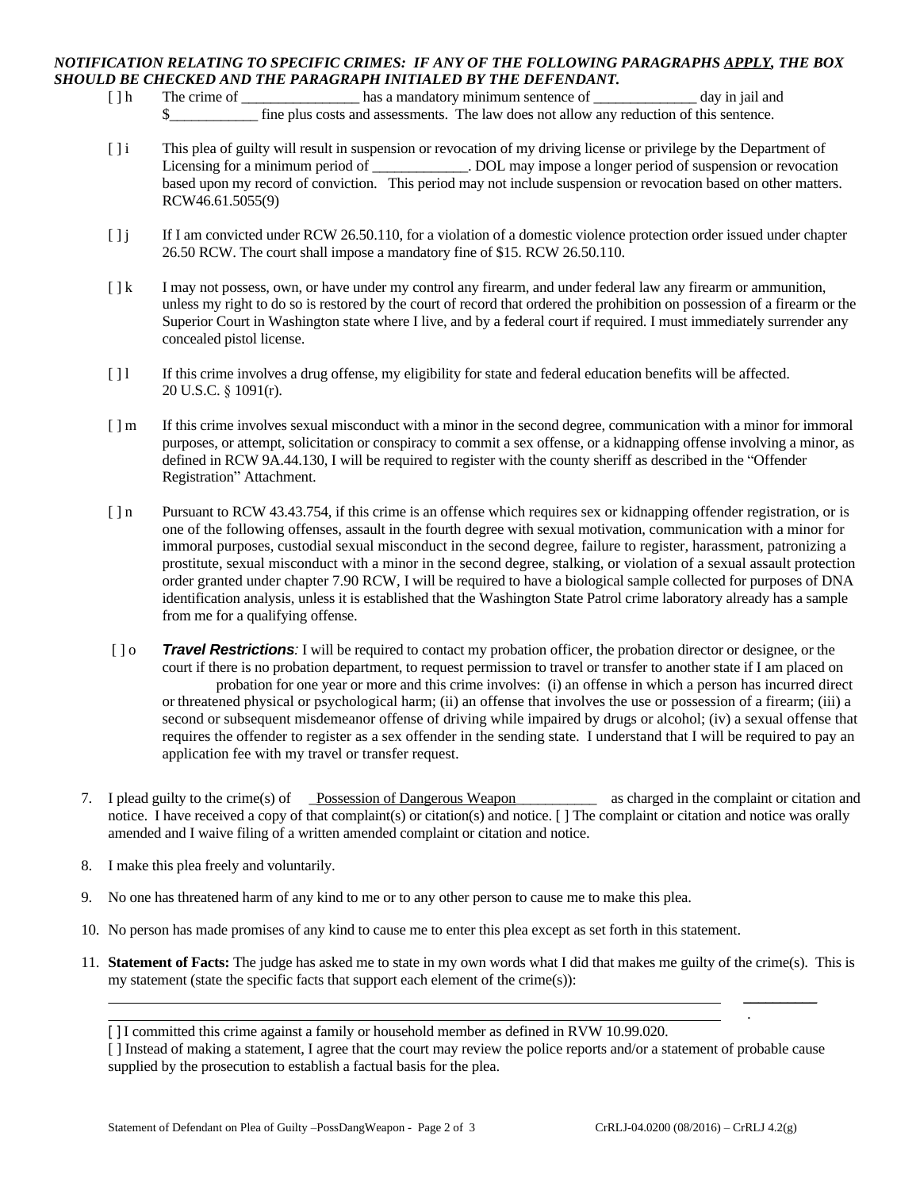***NOTIFICATION RELATING TO SPECIFIC CRIMES: IF ANY OF THE FOLLOWING PARAGRAPHS APPLY, THE BOX SHOULD BE CHECKED AND THE PARAGRAPH INITIALED BY THE DEFENDANT.***

[ ] h The crime of ________________ has a mandatory minimum sentence of ______________ day in jail and $____________ fine plus costs and assessments. The law does not allow any reduction of this sentence.

[ ] i This plea of guilty will result in suspension or revocation of my driving license or privilege by the Department of Licensing for a minimum period of _____________. DOL may impose a longer period of suspension or revocation based upon my record of conviction. This period may not include suspension or revocation based on other matters. RCW46.61.5055(9)

[ ] j If I am convicted under RCW 26.50.110, for a violation of a domestic violence protection order issued under chapter 26.50 RCW. The court shall impose a mandatory fine of $15. RCW 26.50.110.

[ ] k I may not possess, own, or have under my control any firearm, and under federal law any firearm or ammunition, unless my right to do so is restored by the court of record that ordered the prohibition on possession of a firearm or the Superior Court in Washington state where I live, and by a federal court if required. I must immediately surrender any concealed pistol license.

[ ] l If this crime involves a drug offense, my eligibility for state and federal education benefits will be affected. 20 U.S.C. § 1091(r).

[ ] m If this crime involves sexual misconduct with a minor in the second degree, communication with a minor for immoral purposes, or attempt, solicitation or conspiracy to commit a sex offense, or a kidnapping offense involving a minor, as defined in RCW 9A.44.130, I will be required to register with the county sheriff as described in the "Offender Registration" Attachment.

[ ] n Pursuant to RCW 43.43.754, if this crime is an offense which requires sex or kidnapping offender registration, or is one of the following offenses, assault in the fourth degree with sexual motivation, communication with a minor for immoral purposes, custodial sexual misconduct in the second degree, failure to register, harassment, patronizing a prostitute, sexual misconduct with a minor in the second degree, stalking, or violation of a sexual assault protection order granted under chapter 7.90 RCW, I will be required to have a biological sample collected for purposes of DNA identification analysis, unless it is established that the Washington State Patrol crime laboratory already has a sample from me for a qualifying offense.

[ ] o ***Travel Restrictions****:* I will be required to contact my probation officer, the probation director or designee, or the court if there is no probation department, to request permission to travel or transfer to another state if I am placed on probation for one year or more and this crime involves: (i) an offense in which a person has incurred direct or threatened physical or psychological harm; (ii) an offense that involves the use or possession of a firearm; (iii) a second or subsequent misdemeanor offense of driving while impaired by drugs or alcohol; (iv) a sexual offense that requires the offender to register as a sex offender in the sending state. I understand that I will be required to pay an application fee with my travel or transfer request.

7. I plead guilty to the crime(s) of _Possession of Dangerous Weapon___________ as charged in the complaint or citation and notice. I have received a copy of that complaint(s) or citation(s) and notice. [ ] The complaint or citation and notice was orally amended and I waive filing of a written amended complaint or citation and notice.

8. I make this plea freely and voluntarily.

9. No one has threatened harm of any kind to me or to any other person to cause me to make this plea.

10. No person has made promises of any kind to cause me to enter this plea except as set forth in this statement.

11. **Statement of Facts:** The judge has asked me to state in my own words what I did that makes me guilty of the crime(s). This is my statement (state the specific facts that support each element of the crime(s)):

    ______________________________________________________________________________

    ______________________________________________________________________________.

    [ ] I committed this crime against a family or household member as defined in RVW 10.99.020.

    [ ] Instead of making a statement, I agree that the court may review the police reports and/or a statement of probable cause supplied by the prosecution to establish a factual basis for the plea.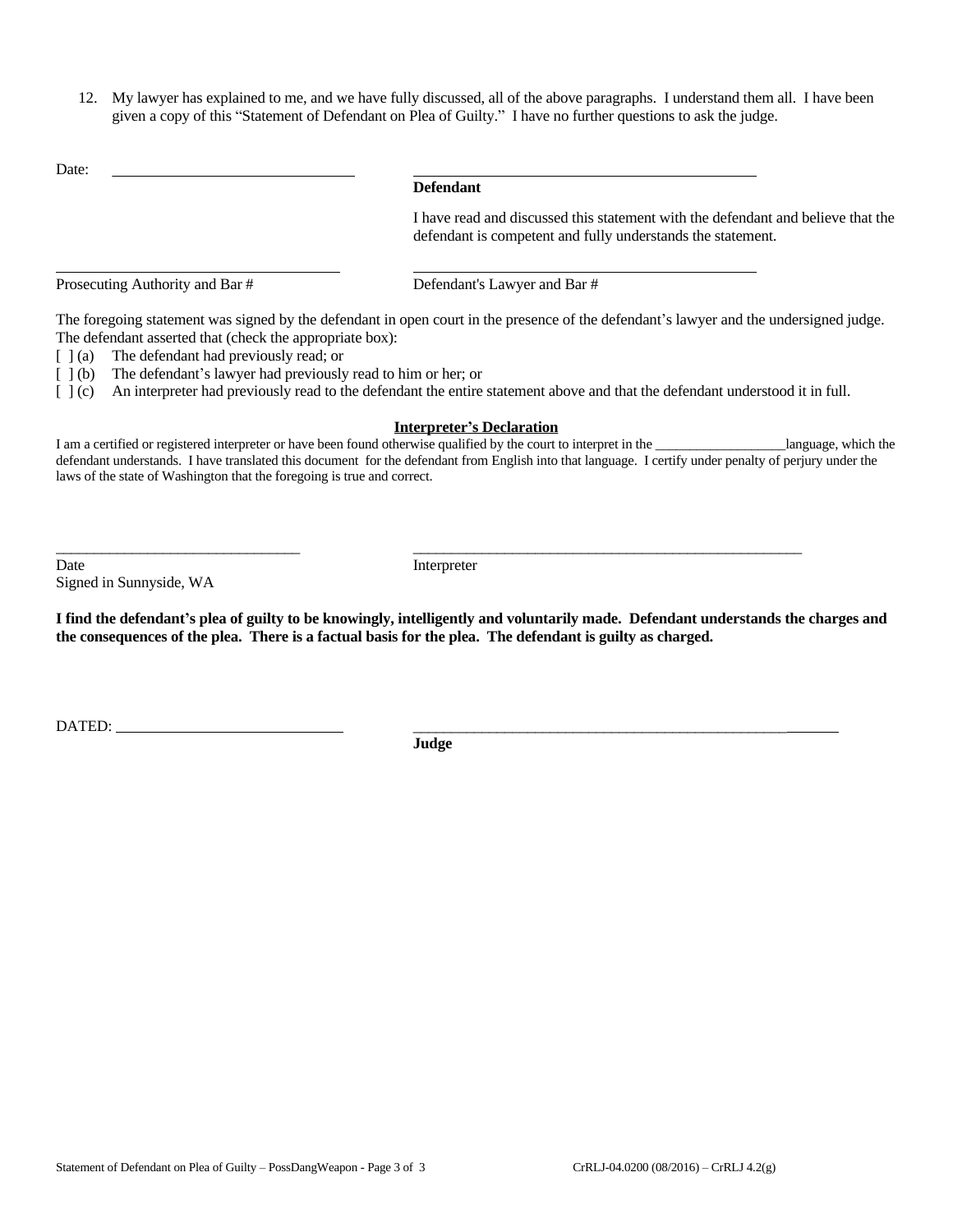12. My lawyer has explained to me, and we have fully discussed, all of the above paragraphs. I understand them all. I have been given a copy of this "Statement of Defendant on Plea of Guilty." I have no further questions to ask the judge.

Date: ______________________________

______________________________
**Defendant**

I have read and discussed this statement with the defendant and believe that the defendant is competent and fully understands the statement.

______________________________
Prosecuting Authority and Bar #

______________________________
Defendant's Lawyer and Bar #

The foregoing statement was signed by the defendant in open court in the presence of the defendant's lawyer and the undersigned judge. The defendant asserted that (check the appropriate box):

[ ] (a) The defendant had previously read; or
[ ] (b) The defendant's lawyer had previously read to him or her; or
[ ] (c) An interpreter had previously read to the defendant the entire statement above and that the defendant understood it in full.

**Interpreter's Declaration**

I am a certified or registered interpreter or have been found otherwise qualified by the court to interpret in the ___________________language, which the defendant understands. I have translated this document for the defendant from English into that language. I certify under penalty of perjury under the laws of the state of Washington that the foregoing is true and correct.

______________________________
Date
Signed in Sunnyside, WA

______________________________
Interpreter

**I find the defendant's plea of guilty to be knowingly, intelligently and voluntarily made. Defendant understands the charges and the consequences of the plea. There is a factual basis for the plea. The defendant is guilty as charged.**

DATED: ______________________________

______________________________
**Judge**